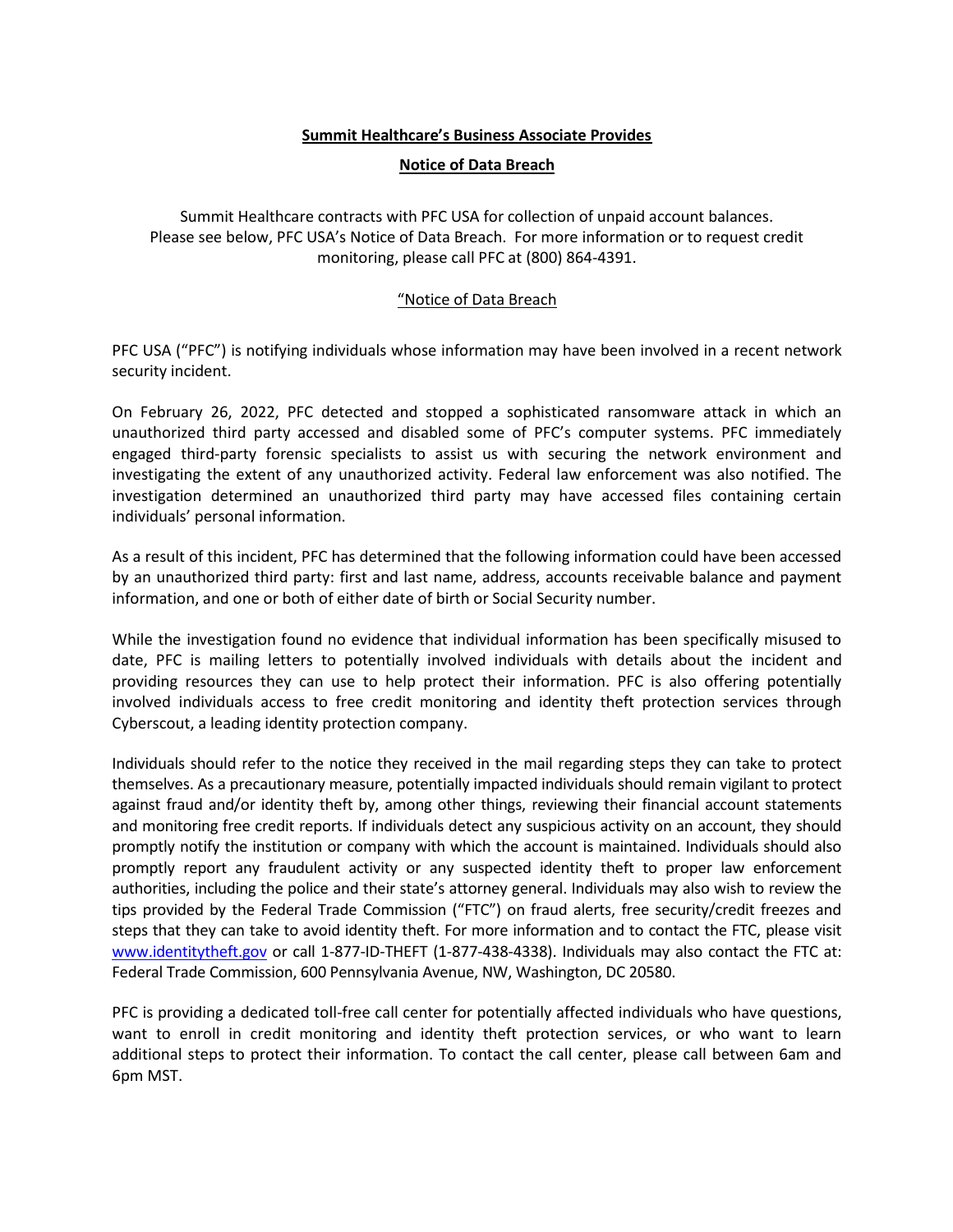# **Summit Healthcare's Business Associate Provides**

# **Notice of Data Breach**

Summit Healthcare contracts with PFC USA for collection of unpaid account balances. Please see below, PFC USA's Notice of Data Breach. For more information or to request credit monitoring, please call PFC at (800) 864-4391.

"Notice of Data Breach

PFC USA ("PFC") is notifying individuals whose information may have been involved in a recent network security incident.

On February 26, 2022, PFC detected and stopped a sophisticated ransomware attack in which an unauthorized third party accessed and disabled some of PFC's computer systems. PFC immediately engaged third-party forensic specialists to assist us with securing the network environment and investigating the extent of any unauthorized activity. Federal law enforcement was also notified. The investigation determined an unauthorized third party may have accessed files containing certain individuals' personal information.

As a result of this incident, PFC has determined that the following information could have been accessed by an unauthorized third party: first and last name, address, accounts receivable balance and payment information, and one or both of either date of birth or Social Security number.

While the investigation found no evidence that individual information has been specifically misused to date, PFC is mailing letters to potentially involved individuals with details about the incident and providing resources they can use to help protect their information. PFC is also offering potentially involved individuals access to free credit monitoring and identity theft protection services through Cyberscout, a leading identity protection company.

Individuals should refer to the notice they received in the mail regarding steps they can take to protect themselves. As a precautionary measure, potentially impacted individuals should remain vigilant to protect against fraud and/or identity theft by, among other things, reviewing their financial account statements and monitoring free credit reports. If individuals detect any suspicious activity on an account, they should promptly notify the institution or company with which the account is maintained. Individuals should also promptly report any fraudulent activity or any suspected identity theft to proper law enforcement authorities, including the police and their state's attorney general. Individuals may also wish to review the tips provided by the Federal Trade Commission ("FTC") on fraud alerts, free security/credit freezes and steps that they can take to avoid identity theft. For more information and to contact the FTC, please visit www.identitytheft.gov or call 1-877-ID-THEFT (1-877-438-4338). Individuals may also contact the FTC at: Federal Trade Commission, 600 Pennsylvania Avenue, NW, Washington, DC 20580.

PFC is providing a dedicated toll-free call center for potentially affected individuals who have questions, want to enroll in credit monitoring and identity theft protection services, or who want to learn additional steps to protect their information. To contact the call center, please call between 6am and 6pm MST.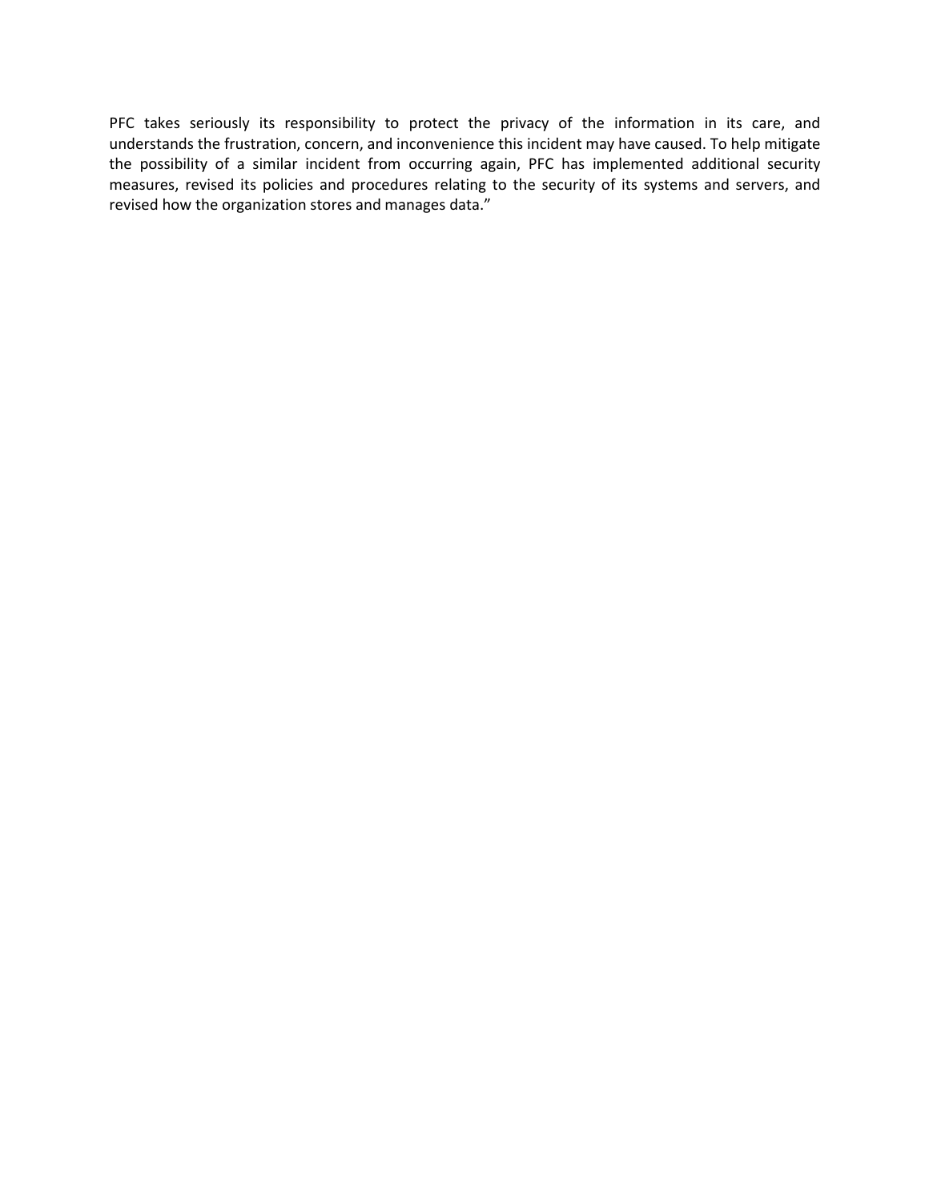PFC takes seriously its responsibility to protect the privacy of the information in its care, and understands the frustration, concern, and inconvenience this incident may have caused. To help mitigate the possibility of a similar incident from occurring again, PFC has implemented additional security measures, revised its policies and procedures relating to the security of its systems and servers, and revised how the organization stores and manages data."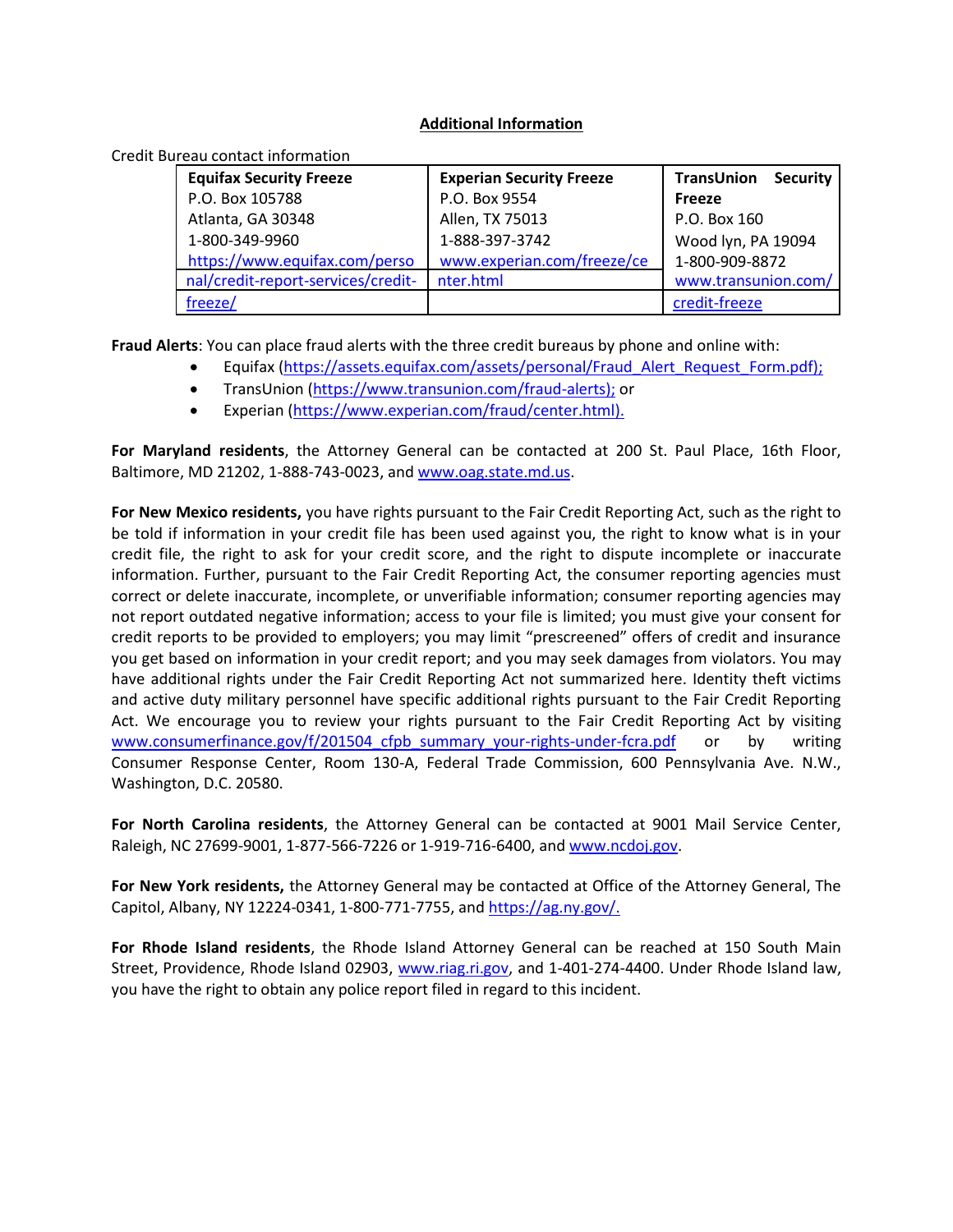**Additional Information**

Credit Bureau contact information

| Equifax Security Freeze | Experian Security Freeze | TransUnion Security Freeze |
|---|---|---|
| P.O. Box 105788<br>Atlanta, GA 30348<br>1-800-349-9960<br>https://www.equifax.com/personal/credit-report-services/credit-freeze/ | P.O. Box 9554<br>Allen, TX 75013<br>1-888-397-3742<br>www.experian.com/freeze/center.html | P.O. Box 160<br>Wood lyn, PA 19094<br>1-800-909-8872<br>www.transunion.com/credit-freeze |

**Fraud Alerts**: You can place fraud alerts with the three credit bureaus by phone and online with:

- Equifax (https://assets.equifax.com/assets/personal/Fraud_Alert_Request_Form.pdf);
- TransUnion (https://www.transunion.com/fraud-alerts); or
- Experian (https://www.experian.com/fraud/center.html).

**For Maryland residents**, the Attorney General can be contacted at 200 St. Paul Place, 16th Floor, Baltimore, MD 21202, 1-888-743-0023, and www.oag.state.md.us.

**For New Mexico residents,** you have rights pursuant to the Fair Credit Reporting Act, such as the right to be told if information in your credit file has been used against you, the right to know what is in your credit file, the right to ask for your credit score, and the right to dispute incomplete or inaccurate information. Further, pursuant to the Fair Credit Reporting Act, the consumer reporting agencies must correct or delete inaccurate, incomplete, or unverifiable information; consumer reporting agencies may not report outdated negative information; access to your file is limited; you must give your consent for credit reports to be provided to employers; you may limit "prescreened" offers of credit and insurance you get based on information in your credit report; and you may seek damages from violators. You may have additional rights under the Fair Credit Reporting Act not summarized here. Identity theft victims and active duty military personnel have specific additional rights pursuant to the Fair Credit Reporting Act. We encourage you to review your rights pursuant to the Fair Credit Reporting Act by visiting www.consumerfinance.gov/f/201504_cfpb_summary_your-rights-under-fcra.pdf or by writing Consumer Response Center, Room 130-A, Federal Trade Commission, 600 Pennsylvania Ave. N.W., Washington, D.C. 20580.

**For North Carolina residents**, the Attorney General can be contacted at 9001 Mail Service Center, Raleigh, NC 27699-9001, 1-877-566-7226 or 1-919-716-6400, and www.ncdoj.gov.

**For New York residents,** the Attorney General may be contacted at Office of the Attorney General, The Capitol, Albany, NY 12224-0341, 1-800-771-7755, and https://ag.ny.gov/.

**For Rhode Island residents**, the Rhode Island Attorney General can be reached at 150 South Main Street, Providence, Rhode Island 02903, www.riag.ri.gov, and 1-401-274-4400. Under Rhode Island law, you have the right to obtain any police report filed in regard to this incident.